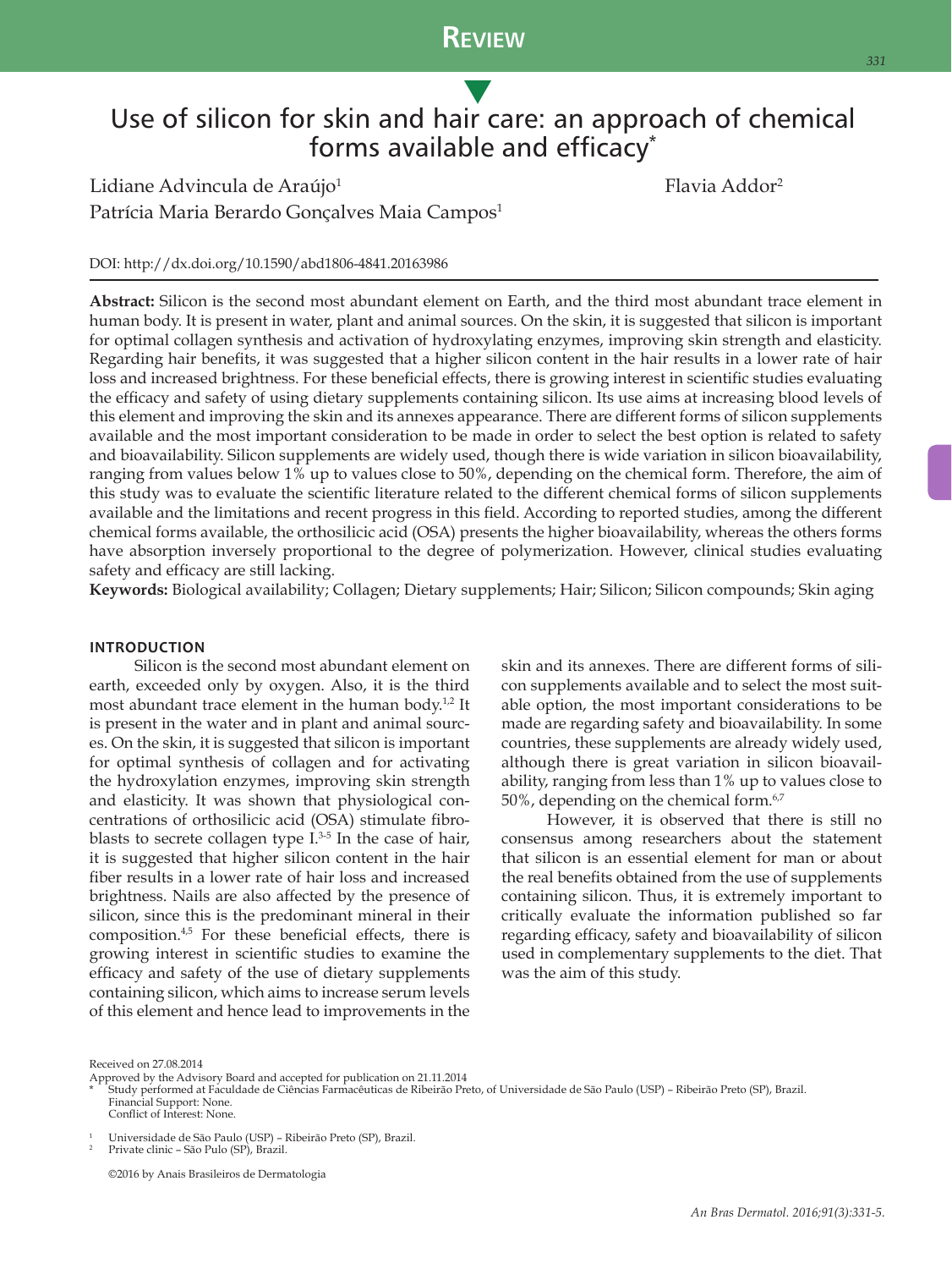Review

# Use of silicon for skin and hair care: an approach of chemical forms available and efficacy*

Lidiane Advincula de Araújo[1]
Patrícia Maria Berardo Gonçalves Maia Campos[1]
Flavia Addor[2]

DOI: http://dx.doi.org/10.1590/abd1806-4841.20163986

**Abstract:** Silicon is the second most abundant element on Earth, and the third most abundant trace element in human body. It is present in water, plant and animal sources. On the skin, it is suggested that silicon is important for optimal collagen synthesis and activation of hydroxylating enzymes, improving skin strength and elasticity. Regarding hair benefits, it was suggested that a higher silicon content in the hair results in a lower rate of hair loss and increased brightness. For these beneficial effects, there is growing interest in scientific studies evaluating the efficacy and safety of using dietary supplements containing silicon. Its use aims at increasing blood levels of this element and improving the skin and its annexes appearance. There are different forms of silicon supplements available and the most important consideration to be made in order to select the best option is related to safety and bioavailability. Silicon supplements are widely used, though there is wide variation in silicon bioavailability, ranging from values below 1% up to values close to 50%, depending on the chemical form. Therefore, the aim of this study was to evaluate the scientific literature related to the different chemical forms of silicon supplements available and the limitations and recent progress in this field. According to reported studies, among the different chemical forms available, the orthosilicic acid (OSA) presents the higher bioavailability, whereas the others forms have absorption inversely proportional to the degree of polymerization. However, clinical studies evaluating safety and efficacy are still lacking.

**Keywords:** Biological availability; Collagen; Dietary supplements; Hair; Silicon; Silicon compounds; Skin aging

## INTRODUCTION

Silicon is the second most abundant element on earth, exceeded only by oxygen. Also, it is the third most abundant trace element in the human body.[1,2] It is present in the water and in plant and animal sources. On the skin, it is suggested that silicon is important for optimal synthesis of collagen and for activating the hydroxylation enzymes, improving skin strength and elasticity. It was shown that physiological concentrations of orthosilicic acid (OSA) stimulate fibroblasts to secrete collagen type I.[3-5] In the case of hair, it is suggested that higher silicon content in the hair fiber results in a lower rate of hair loss and increased brightness. Nails are also affected by the presence of silicon, since this is the predominant mineral in their composition.[4,5] For these beneficial effects, there is growing interest in scientific studies to examine the efficacy and safety of the use of dietary supplements containing silicon, which aims to increase serum levels of this element and hence lead to improvements in the skin and its annexes. There are different forms of silicon supplements available and to select the most suitable option, the most important considerations to be made are regarding safety and bioavailability. In some countries, these supplements are already widely used, although there is great variation in silicon bioavailability, ranging from less than 1% up to values close to 50%, depending on the chemical form.[6,7]

However, it is observed that there is still no consensus among researchers about the statement that silicon is an essential element for man or about the real benefits obtained from the use of supplements containing silicon. Thus, it is extremely important to critically evaluate the information published so far regarding efficacy, safety and bioavailability of silicon used in complementary supplements to the diet. That was the aim of this study.

Received on 27.08.2014
Approved by the Advisory Board and accepted for publication on 21.11.2014
* Study performed at Faculdade de Ciências Farmacêuticas de Ribeirão Preto, of Universidade de São Paulo (USP) – Ribeirão Preto (SP), Brazil.
Financial Support: None.
Conflict of Interest: None.

[1] Universidade de São Paulo (USP) – Ribeirão Preto (SP), Brazil.
[2] Private clinic – São Pulo (SP), Brazil.

©2016 by Anais Brasileiros de Dermatologia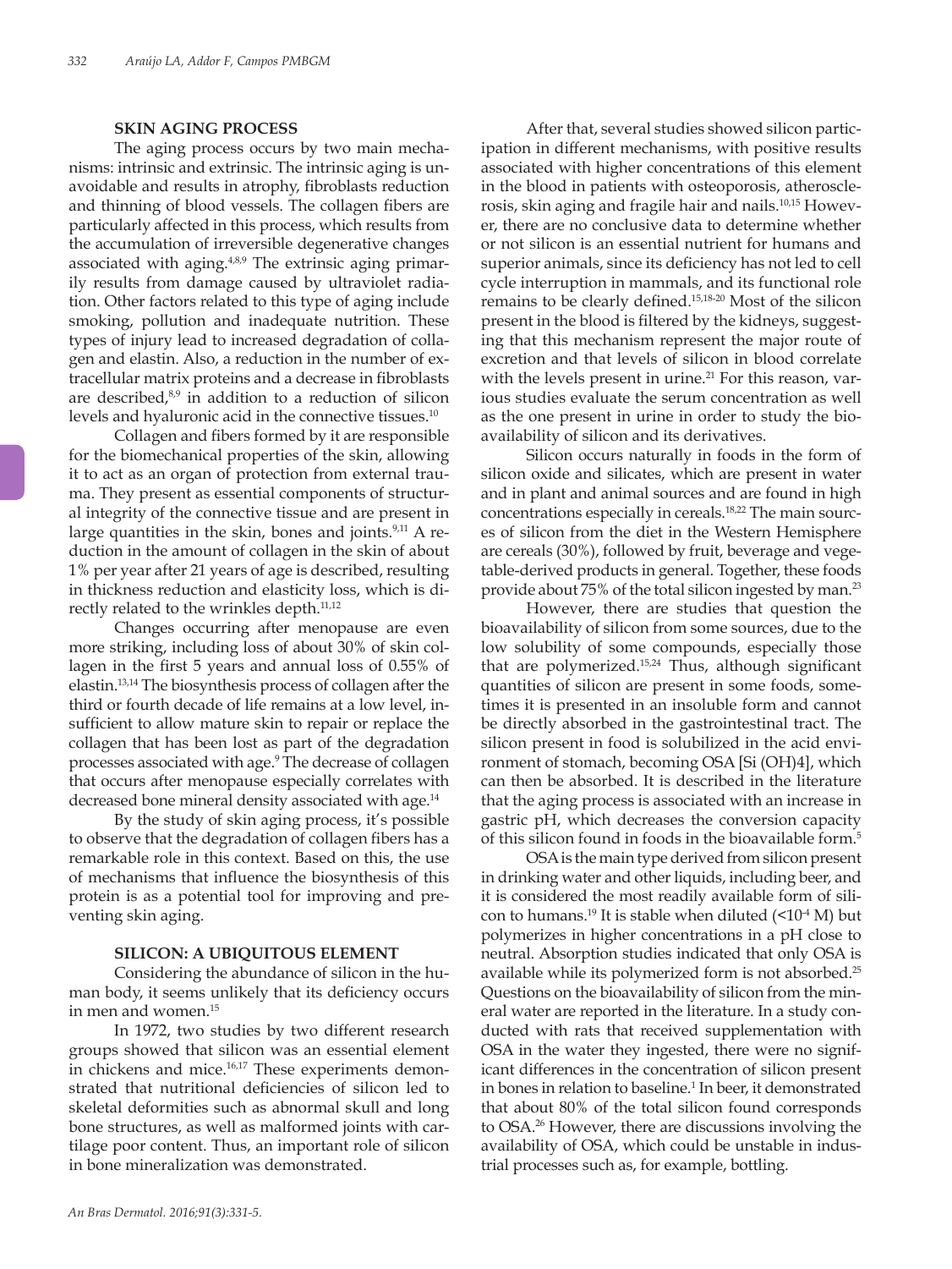## SKIN AGING PROCESS

The aging process occurs by two main mechanisms: intrinsic and extrinsic. The intrinsic aging is unavoidable and results in atrophy, fibroblasts reduction and thinning of blood vessels. The collagen fibers are particularly affected in this process, which results from the accumulation of irreversible degenerative changes associated with aging.[4,8,9] The extrinsic aging primarily results from damage caused by ultraviolet radiation. Other factors related to this type of aging include smoking, pollution and inadequate nutrition. These types of injury lead to increased degradation of collagen and elastin. Also, a reduction in the number of extracellular matrix proteins and a decrease in fibroblasts are described,[8,9] in addition to a reduction of silicon levels and hyaluronic acid in the connective tissues.[10]

Collagen and fibers formed by it are responsible for the biomechanical properties of the skin, allowing it to act as an organ of protection from external trauma. They present as essential components of structural integrity of the connective tissue and are present in large quantities in the skin, bones and joints.[9,11] A reduction in the amount of collagen in the skin of about 1% per year after 21 years of age is described, resulting in thickness reduction and elasticity loss, which is directly related to the wrinkles depth.[11,12]

Changes occurring after menopause are even more striking, including loss of about 30% of skin collagen in the first 5 years and annual loss of 0.55% of elastin.[13,14] The biosynthesis process of collagen after the third or fourth decade of life remains at a low level, insufficient to allow mature skin to repair or replace the collagen that has been lost as part of the degradation processes associated with age.[9] The decrease of collagen that occurs after menopause especially correlates with decreased bone mineral density associated with age.[14]

By the study of skin aging process, it's possible to observe that the degradation of collagen fibers has a remarkable role in this context. Based on this, the use of mechanisms that influence the biosynthesis of this protein is as a potential tool for improving and preventing skin aging.

## SILICON: A UBIQUITOUS ELEMENT

Considering the abundance of silicon in the human body, it seems unlikely that its deficiency occurs in men and women.[15]

In 1972, two studies by two different research groups showed that silicon was an essential element in chickens and mice.[16,17] These experiments demonstrated that nutritional deficiencies of silicon led to skeletal deformities such as abnormal skull and long bone structures, as well as malformed joints with cartilage poor content. Thus, an important role of silicon in bone mineralization was demonstrated.

After that, several studies showed silicon participation in different mechanisms, with positive results associated with higher concentrations of this element in the blood in patients with osteoporosis, atherosclerosis, skin aging and fragile hair and nails.[10,15] However, there are no conclusive data to determine whether or not silicon is an essential nutrient for humans and superior animals, since its deficiency has not led to cell cycle interruption in mammals, and its functional role remains to be clearly defined.[15,18-20] Most of the silicon present in the blood is filtered by the kidneys, suggesting that this mechanism represent the major route of excretion and that levels of silicon in blood correlate with the levels present in urine.[21] For this reason, various studies evaluate the serum concentration as well as the one present in urine in order to study the bioavailability of silicon and its derivatives.

Silicon occurs naturally in foods in the form of silicon oxide and silicates, which are present in water and in plant and animal sources and are found in high concentrations especially in cereals.[18,22] The main sources of silicon from the diet in the Western Hemisphere are cereals (30%), followed by fruit, beverage and vegetable-derived products in general. Together, these foods provide about 75% of the total silicon ingested by man.[23]

However, there are studies that question the bioavailability of silicon from some sources, due to the low solubility of some compounds, especially those that are polymerized.[15,24] Thus, although significant quantities of silicon are present in some foods, sometimes it is presented in an insoluble form and cannot be directly absorbed in the gastrointestinal tract. The silicon present in food is solubilized in the acid environment of stomach, becoming OSA [$Si(OH)_4$], which can then be absorbed. It is described in the literature that the aging process is associated with an increase in gastric pH, which decreases the conversion capacity of this silicon found in foods in the bioavailable form.[5]

OSA is the main type derived from silicon present in drinking water and other liquids, including beer, and it is considered the most readily available form of silicon to humans.[19] It is stable when diluted ($<10^{-4}$ M) but polymerizes in higher concentrations in a pH close to neutral. Absorption studies indicated that only OSA is available while its polymerized form is not absorbed.[25] Questions on the bioavailability of silicon from the mineral water are reported in the literature. In a study conducted with rats that received supplementation with OSA in the water they ingested, there were no significant differences in the concentration of silicon present in bones in relation to baseline.[1] In beer, it demonstrated that about 80% of the total silicon found corresponds to OSA.[26] However, there are discussions involving the availability of OSA, which could be unstable in industrial processes such as, for example, bottling.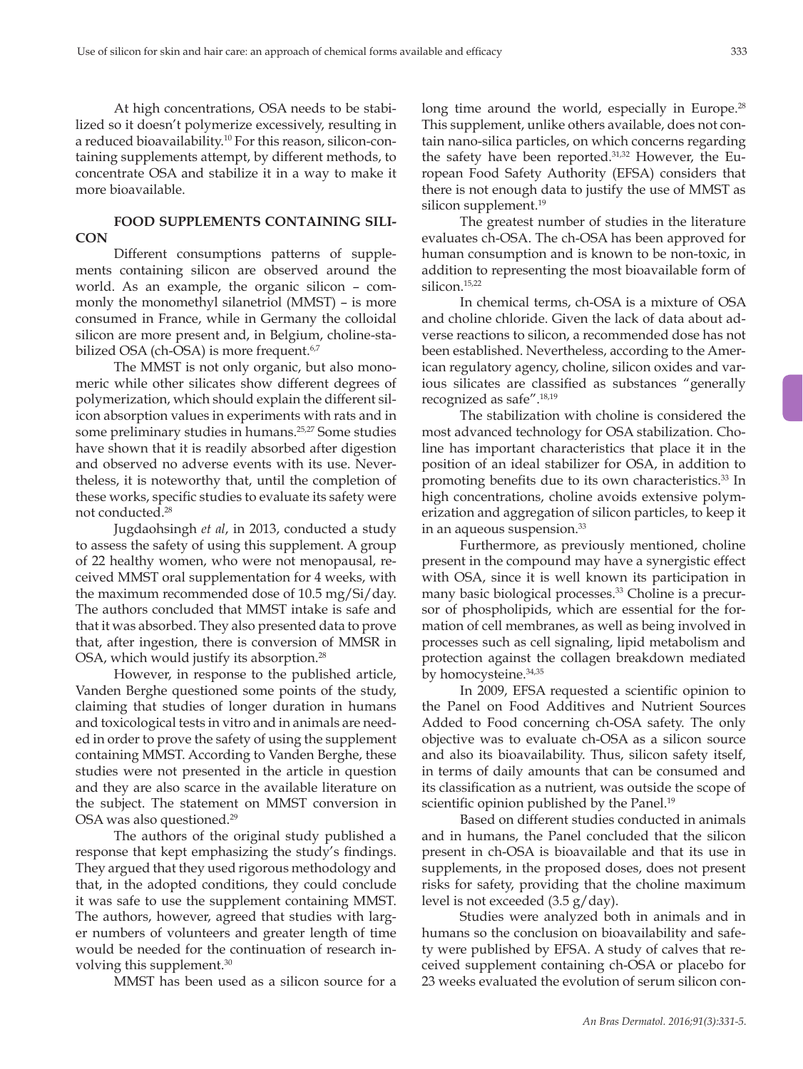At high concentrations, OSA needs to be stabilized so it doesn't polymerize excessively, resulting in a reduced bioavailability.[10] For this reason, silicon-containing supplements attempt, by different methods, to concentrate OSA and stabilize it in a way to make it more bioavailable.

## FOOD SUPPLEMENTS CONTAINING SILICON

Different consumptions patterns of supplements containing silicon are observed around the world. As an example, the organic silicon – commonly the monomethyl silanetriol (MMST) – is more consumed in France, while in Germany the colloidal silicon are more present and, in Belgium, choline-stabilized OSA (ch-OSA) is more frequent.[6,7]

The MMST is not only organic, but also monomeric while other silicates show different degrees of polymerization, which should explain the different silicon absorption values in experiments with rats and in some preliminary studies in humans.[25,27] Some studies have shown that it is readily absorbed after digestion and observed no adverse events with its use. Nevertheless, it is noteworthy that, until the completion of these works, specific studies to evaluate its safety were not conducted.[28]

Jugdaohsingh *et al*, in 2013, conducted a study to assess the safety of using this supplement. A group of 22 healthy women, who were not menopausal, received MMST oral supplementation for 4 weeks, with the maximum recommended dose of 10.5 mg/Si/day. The authors concluded that MMST intake is safe and that it was absorbed. They also presented data to prove that, after ingestion, there is conversion of MMSR in OSA, which would justify its absorption.[28]

However, in response to the published article, Vanden Berghe questioned some points of the study, claiming that studies of longer duration in humans and toxicological tests in vitro and in animals are needed in order to prove the safety of using the supplement containing MMST. According to Vanden Berghe, these studies were not presented in the article in question and they are also scarce in the available literature on the subject. The statement on MMST conversion in OSA was also questioned.[29]

The authors of the original study published a response that kept emphasizing the study's findings. They argued that they used rigorous methodology and that, in the adopted conditions, they could conclude it was safe to use the supplement containing MMST. The authors, however, agreed that studies with larger numbers of volunteers and greater length of time would be needed for the continuation of research involving this supplement.[30]

MMST has been used as a silicon source for a long time around the world, especially in Europe.[28] This supplement, unlike others available, does not contain nano-silica particles, on which concerns regarding the safety have been reported.[31,32] However, the European Food Safety Authority (EFSA) considers that there is not enough data to justify the use of MMST as silicon supplement.[19]

The greatest number of studies in the literature evaluates ch-OSA. The ch-OSA has been approved for human consumption and is known to be non-toxic, in addition to representing the most bioavailable form of silicon.[15,22]

In chemical terms, ch-OSA is a mixture of OSA and choline chloride. Given the lack of data about adverse reactions to silicon, a recommended dose has not been established. Nevertheless, according to the American regulatory agency, choline, silicon oxides and various silicates are classified as substances "generally recognized as safe".[18,19]

The stabilization with choline is considered the most advanced technology for OSA stabilization. Choline has important characteristics that place it in the position of an ideal stabilizer for OSA, in addition to promoting benefits due to its own characteristics.[33] In high concentrations, choline avoids extensive polymerization and aggregation of silicon particles, to keep it in an aqueous suspension.[33]

Furthermore, as previously mentioned, choline present in the compound may have a synergistic effect with OSA, since it is well known its participation in many basic biological processes.[33] Choline is a precursor of phospholipids, which are essential for the formation of cell membranes, as well as being involved in processes such as cell signaling, lipid metabolism and protection against the collagen breakdown mediated by homocysteine.[34,35]

In 2009, EFSA requested a scientific opinion to the Panel on Food Additives and Nutrient Sources Added to Food concerning ch-OSA safety. The only objective was to evaluate ch-OSA as a silicon source and also its bioavailability. Thus, silicon safety itself, in terms of daily amounts that can be consumed and its classification as a nutrient, was outside the scope of scientific opinion published by the Panel.[19]

Based on different studies conducted in animals and in humans, the Panel concluded that the silicon present in ch-OSA is bioavailable and that its use in supplements, in the proposed doses, does not present risks for safety, providing that the choline maximum level is not exceeded (3.5 g/day).

Studies were analyzed both in animals and in humans so the conclusion on bioavailability and safety were published by EFSA. A study of calves that received supplement containing ch-OSA or placebo for 23 weeks evaluated the evolution of serum silicon con-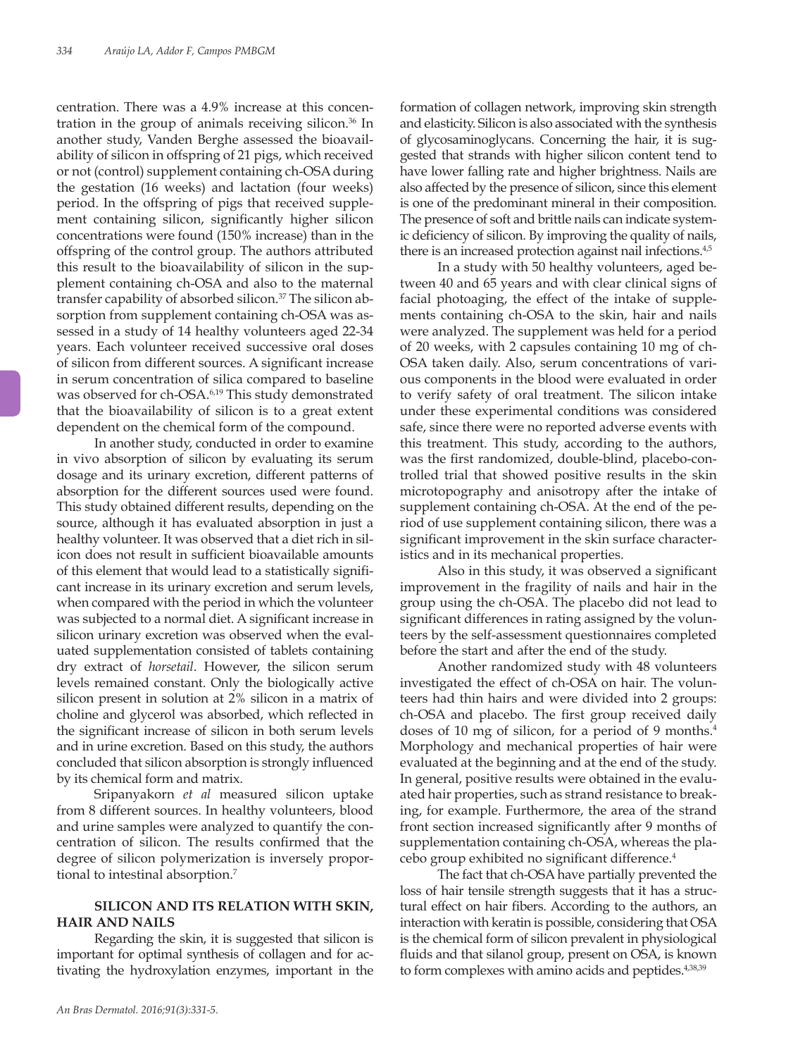centration. There was a 4.9% increase at this concentration in the group of animals receiving silicon.[36] In another study, Vanden Berghe assessed the bioavailability of silicon in offspring of 21 pigs, which received or not (control) supplement containing ch-OSA during the gestation (16 weeks) and lactation (four weeks) period. In the offspring of pigs that received supplement containing silicon, significantly higher silicon concentrations were found (150% increase) than in the offspring of the control group. The authors attributed this result to the bioavailability of silicon in the supplement containing ch-OSA and also to the maternal transfer capability of absorbed silicon.[37] The silicon absorption from supplement containing ch-OSA was assessed in a study of 14 healthy volunteers aged 22-34 years. Each volunteer received successive oral doses of silicon from different sources. A significant increase in serum concentration of silica compared to baseline was observed for ch-OSA.[6,19] This study demonstrated that the bioavailability of silicon is to a great extent dependent on the chemical form of the compound.

In another study, conducted in order to examine in vivo absorption of silicon by evaluating its serum dosage and its urinary excretion, different patterns of absorption for the different sources used were found. This study obtained different results, depending on the source, although it has evaluated absorption in just a healthy volunteer. It was observed that a diet rich in silicon does not result in sufficient bioavailable amounts of this element that would lead to a statistically significant increase in its urinary excretion and serum levels, when compared with the period in which the volunteer was subjected to a normal diet. A significant increase in silicon urinary excretion was observed when the evaluated supplementation consisted of tablets containing dry extract of *horsetail*. However, the silicon serum levels remained constant. Only the biologically active silicon present in solution at 2% silicon in a matrix of choline and glycerol was absorbed, which reflected in the significant increase of silicon in both serum levels and in urine excretion. Based on this study, the authors concluded that silicon absorption is strongly influenced by its chemical form and matrix.

Sripanyakorn *et al* measured silicon uptake from 8 different sources. In healthy volunteers, blood and urine samples were analyzed to quantify the concentration of silicon. The results confirmed that the degree of silicon polymerization is inversely proportional to intestinal absorption.[7]

## SILICON AND ITS RELATION WITH SKIN, HAIR AND NAILS

Regarding the skin, it is suggested that silicon is important for optimal synthesis of collagen and for activating the hydroxylation enzymes, important in the formation of collagen network, improving skin strength and elasticity. Silicon is also associated with the synthesis of glycosaminoglycans. Concerning the hair, it is suggested that strands with higher silicon content tend to have lower falling rate and higher brightness. Nails are also affected by the presence of silicon, since this element is one of the predominant mineral in their composition. The presence of soft and brittle nails can indicate systemic deficiency of silicon. By improving the quality of nails, there is an increased protection against nail infections.[4,5]

In a study with 50 healthy volunteers, aged between 40 and 65 years and with clear clinical signs of facial photoaging, the effect of the intake of supplements containing ch-OSA to the skin, hair and nails were analyzed. The supplement was held for a period of 20 weeks, with 2 capsules containing 10 mg of ch-OSA taken daily. Also, serum concentrations of various components in the blood were evaluated in order to verify safety of oral treatment. The silicon intake under these experimental conditions was considered safe, since there were no reported adverse events with this treatment. This study, according to the authors, was the first randomized, double-blind, placebo-controlled trial that showed positive results in the skin microtopography and anisotropy after the intake of supplement containing ch-OSA. At the end of the period of use supplement containing silicon, there was a significant improvement in the skin surface characteristics and in its mechanical properties.

Also in this study, it was observed a significant improvement in the fragility of nails and hair in the group using the ch-OSA. The placebo did not lead to significant differences in rating assigned by the volunteers by the self-assessment questionnaires completed before the start and after the end of the study.

Another randomized study with 48 volunteers investigated the effect of ch-OSA on hair. The volunteers had thin hairs and were divided into 2 groups: ch-OSA and placebo. The first group received daily doses of 10 mg of silicon, for a period of 9 months.[4] Morphology and mechanical properties of hair were evaluated at the beginning and at the end of the study. In general, positive results were obtained in the evaluated hair properties, such as strand resistance to breaking, for example. Furthermore, the area of the strand front section increased significantly after 9 months of supplementation containing ch-OSA, whereas the placebo group exhibited no significant difference.[4]

The fact that ch-OSA have partially prevented the loss of hair tensile strength suggests that it has a structural effect on hair fibers. According to the authors, an interaction with keratin is possible, considering that OSA is the chemical form of silicon prevalent in physiological fluids and that silanol group, present on OSA, is known to form complexes with amino acids and peptides.[4,38,39]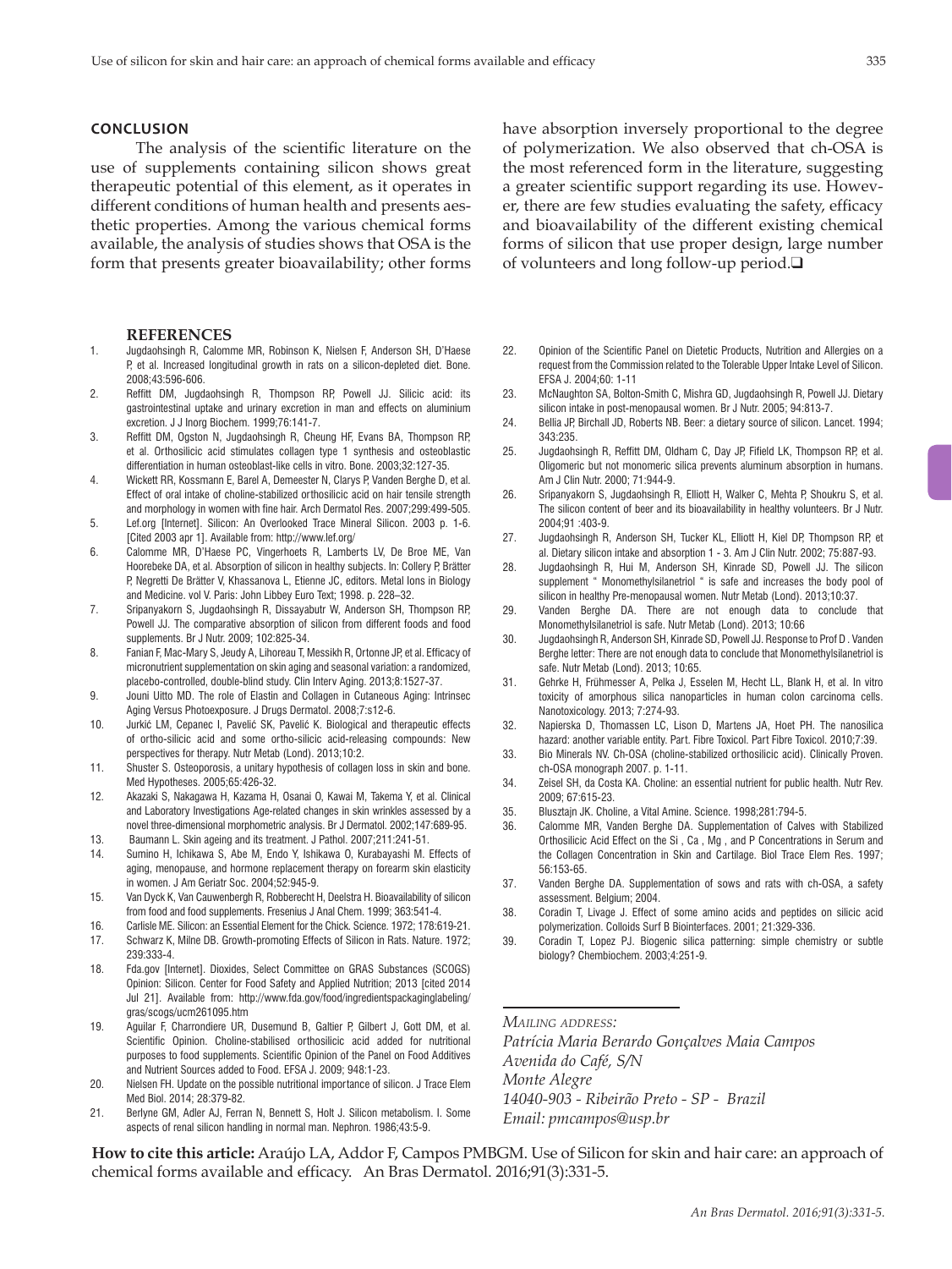## CONCLUSION

The analysis of the scientific literature on the use of supplements containing silicon shows great therapeutic potential of this element, as it operates in different conditions of human health and presents aesthetic properties. Among the various chemical forms available, the analysis of studies shows that OSA is the form that presents greater bioavailability; other forms have absorption inversely proportional to the degree of polymerization. We also observed that ch-OSA is the most referenced form in the literature, suggesting a greater scientific support regarding its use. However, there are few studies evaluating the safety, efficacy and bioavailability of the different existing chemical forms of silicon that use proper design, large number of volunteers and long follow-up period.❑

### REFERENCES

1. Jugdaohsingh R, Calomme MR, Robinson K, Nielsen F, Anderson SH, D'Haese P, et al. Increased longitudinal growth in rats on a silicon-depleted diet. Bone. 2008;43:596-606.
2. Reffitt DM, Jugdaohsingh R, Thompson RP, Powell JJ. Silicic acid: its gastrointestinal uptake and urinary excretion in man and effects on aluminium excretion. J J Inorg Biochem. 1999;76:141-7.
3. Reffitt DM, Ogston N, Jugdaohsingh R, Cheung HF, Evans BA, Thompson RP, et al. Orthosilicic acid stimulates collagen type 1 synthesis and osteoblastic differentiation in human osteoblast-like cells in vitro. Bone. 2003;32:127-35.
4. Wickett RR, Kossmann E, Barel A, Demeester N, Clarys P, Vanden Berghe D, et al. Effect of oral intake of choline-stabilized orthosilicic acid on hair tensile strength and morphology in women with fine hair. Arch Dermatol Res. 2007;299:499-505.
5. Lef.org [Internet]. Silicon: An Overlooked Trace Mineral Silicon. 2003 p. 1-6. [Cited 2003 apr 1]. Available from: http://www.lef.org/
6. Calomme MR, D'Haese PC, Vingerhoets R, Lamberts LV, De Broe ME, Van Hoorebeke DA, et al. Absorption of silicon in healthy subjects. In: Collery P, Brätter P, Negretti De Brätter V, Khassanova L, Etienne JC, editors. Metal Ions in Biology and Medicine. vol V. Paris: John Libbey Euro Text; 1998. p. 228–32.
7. Sripanyakorn S, Jugdaohsingh R, Dissayabutr W, Anderson SH, Thompson RP, Powell JJ. The comparative absorption of silicon from different foods and food supplements. Br J Nutr. 2009; 102:825-34.
8. Fanian F, Mac-Mary S, Jeudy A, Lihoreau T, Messikh R, Ortonne JP, et al. Efficacy of micronutrient supplementation on skin aging and seasonal variation: a randomized, placebo-controlled, double-blind study. Clin Interv Aging. 2013;8:1527-37.
9. Jouni Uitto MD. The role of Elastin and Collagen in Cutaneous Aging: Intrinsec Aging Versus Photoexposure. J Drugs Dermatol. 2008;7:s12-6.
10. Jurkić LM, Cepanec I, Pavelić SK, Pavelić K. Biological and therapeutic effects of ortho-silicic acid and some ortho-silicic acid-releasing compounds: New perspectives for therapy. Nutr Metab (Lond). 2013;10:2.
11. Shuster S. Osteoporosis, a unitary hypothesis of collagen loss in skin and bone. Med Hypotheses. 2005;65:426-32.
12. Akazaki S, Nakagawa H, Kazama H, Osanai O, Kawai M, Takema Y, et al. Clinical and Laboratory Investigations Age-related changes in skin wrinkles assessed by a novel three-dimensional morphometric analysis. Br J Dermatol. 2002;147:689-95.
13. Baumann L. Skin ageing and its treatment. J Pathol. 2007;211:241-51.
14. Sumino H, Ichikawa S, Abe M, Endo Y, Ishikawa O, Kurabayashi M. Effects of aging, menopause, and hormone replacement therapy on forearm skin elasticity in women. J Am Geriatr Soc. 2004;52:945-9.
15. Van Dyck K, Van Cauwenbergh R, Robberecht H, Deelstra H. Bioavailability of silicon from food and food supplements. Fresenius J Anal Chem. 1999; 363:541-4.
16. Carlisle ME. Silicon: an Essential Element for the Chick. Science. 1972; 178:619-21.
17. Schwarz K, Milne DB. Growth-promoting Effects of Silicon in Rats. Nature. 1972; 239:333-4.
18. Fda.gov [Internet]. Dioxides, Select Committee on GRAS Substances (SCOGS) Opinion: Silicon. Center for Food Safety and Applied Nutrition; 2013 [cited 2014 Jul 21]. Available from: http://www.fda.gov/food/ingredientspackaginglabeling/gras/scogs/ucm261095.htm
19. Aguilar F, Charrondiere UR, Dusemund B, Galtier P, Gilbert J, Gott DM, et al. Scientific Opinion. Choline-stabilised orthosilicic acid added for nutritional purposes to food supplements. Scientific Opinion of the Panel on Food Additives and Nutrient Sources added to Food. EFSA J. 2009; 948:1-23.
20. Nielsen FH. Update on the possible nutritional importance of silicon. J Trace Elem Med Biol. 2014; 28:379-82.
21. Berlyne GM, Adler AJ, Ferran N, Bennett S, Holt J. Silicon metabolism. I. Some aspects of renal silicon handling in normal man. Nephron. 1986;43:5-9.
22. Opinion of the Scientific Panel on Dietetic Products, Nutrition and Allergies on a request from the Commission related to the Tolerable Upper Intake Level of Silicon. EFSA J. 2004;60: 1-11
23. McNaughton SA, Bolton-Smith C, Mishra GD, Jugdaohsingh R, Powell JJ. Dietary silicon intake in post-menopausal women. Br J Nutr. 2005; 94:813-7.
24. Bellia JP, Birchall JD, Roberts NB. Beer: a dietary source of silicon. Lancet. 1994; 343:235.
25. Jugdaohsingh R, Reffitt DM, Oldham C, Day JP, Fifield LK, Thompson RP, et al. Oligomeric but not monomeric silica prevents aluminum absorption in humans. Am J Clin Nutr. 2000; 71:944-9.
26. Sripanyakorn S, Jugdaohsingh R, Elliott H, Walker C, Mehta P, Shoukru S, et al. The silicon content of beer and its bioavailability in healthy volunteers. Br J Nutr. 2004;91 :403-9.
27. Jugdaohsingh R, Anderson SH, Tucker KL, Elliott H, Kiel DP, Thompson RP, et al. Dietary silicon intake and absorption 1 - 3. Am J Clin Nutr. 2002; 75:887-93.
28. Jugdaohsingh R, Hui M, Anderson SH, Kinrade SD, Powell JJ. The silicon supplement " Monomethylsilanetriol " is safe and increases the body pool of silicon in healthy Pre-menopausal women. Nutr Metab (Lond). 2013;10:37.
29. Vanden Berghe DA. There are not enough data to conclude that Monomethylsilanetriol is safe. Nutr Metab (Lond). 2013; 10:66
30. Jugdaohsingh R, Anderson SH, Kinrade SD, Powell JJ. Response to Prof D . Vanden Berghe letter: There are not enough data to conclude that Monomethylsilanetriol is safe. Nutr Metab (Lond). 2013; 10:65.
31. Gehrke H, Frühmesser A, Pelka J, Esselen M, Hecht LL, Blank H, et al. In vitro toxicity of amorphous silica nanoparticles in human colon carcinoma cells. Nanotoxicology. 2013; 7:274-93.
32. Napierska D, Thomassen LC, Lison D, Martens JA, Hoet PH. The nanosilica hazard: another variable entity. Part. Fibre Toxicol. Part Fibre Toxicol. 2010;7:39.
33. Bio Minerals NV. Ch-OSA (choline-stabilized orthosilicic acid). Clinically Proven. ch-OSA monograph 2007. p. 1-11.
34. Zeisel SH, da Costa KA. Choline: an essential nutrient for public health. Nutr Rev. 2009; 67:615-23.
35. Blusztajn JK. Choline, a Vital Amine. Science. 1998;281:794-5.
36. Calomme MR, Vanden Berghe DA. Supplementation of Calves with Stabilized Orthosilicic Acid Effect on the Si , Ca , Mg , and P Concentrations in Serum and the Collagen Concentration in Skin and Cartilage. Biol Trace Elem Res. 1997; 56:153-65.
37. Vanden Berghe DA. Supplementation of sows and rats with ch-OSA, a safety assessment. Belgium; 2004.
38. Coradin T, Livage J. Effect of some amino acids and peptides on silicic acid polymerization. Colloids Surf B Biointerfaces. 2001; 21:329-336.
39. Coradin T, Lopez PJ. Biogenic silica patterning: simple chemistry or subtle biology? Chembiochem. 2003;4:251-9.

*Mailing address:*
*Patrícia Maria Berardo Gonçalves Maia Campos*
*Avenida do Café, S/N*
*Monte Alegre*
*14040-903 - Ribeirão Preto - SP - Brazil*
*Email: pmcampos@usp.br*

**How to cite this article:** Araújo LA, Addor F, Campos PMBGM. Use of Silicon for skin and hair care: an approach of chemical forms available and efficacy. An Bras Dermatol. 2016;91(3):331-5.